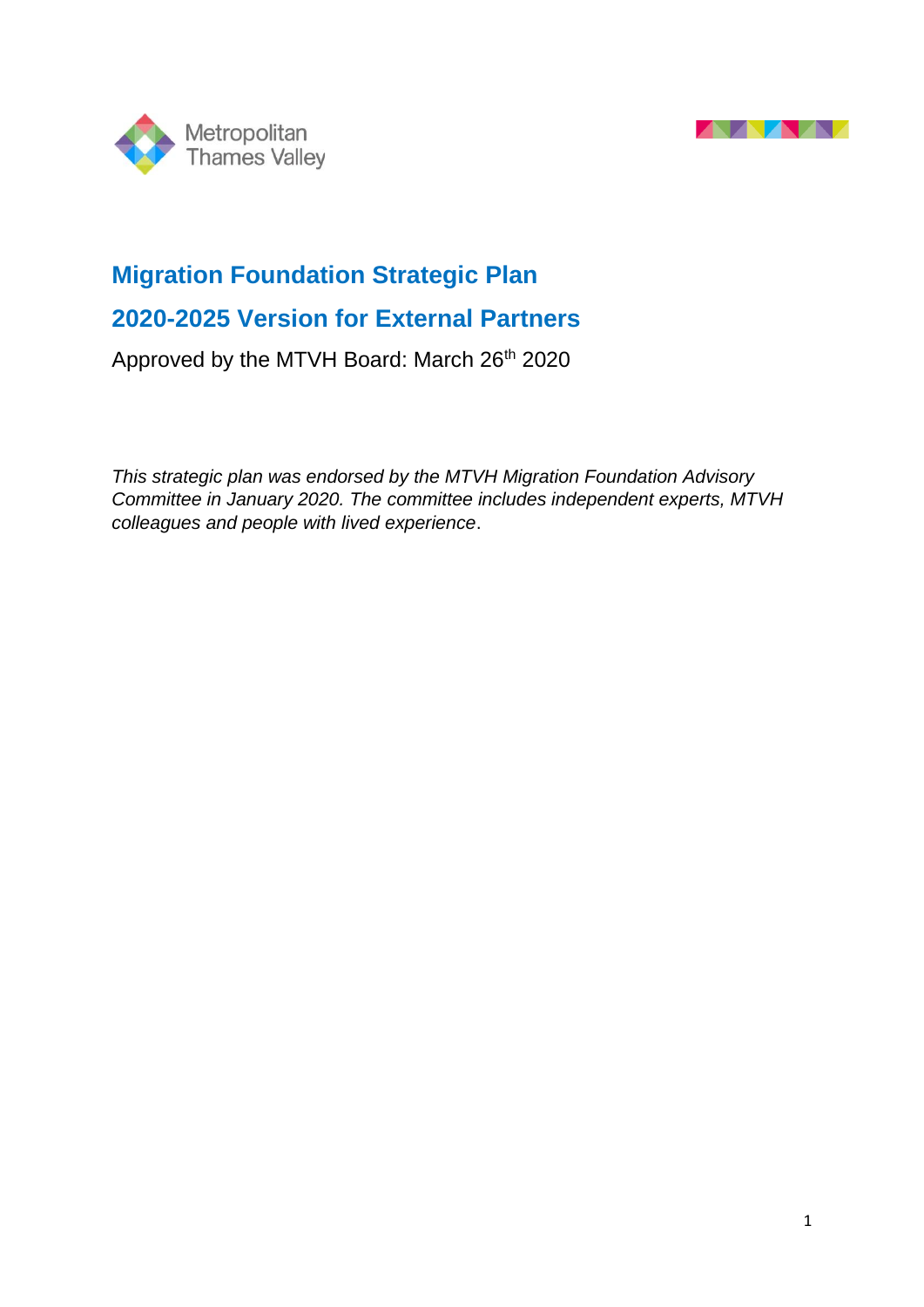Metropolitan Thames Valley

# Migration Foundation Strategic Plan

# 2020-2025 Version for External Partners

Approved by the MTVH Board: March 26th 2020

*This strategic plan was endorsed by the MTVH Migration Foundation Advisory Committee in January 2020. The committee includes independent experts, MTVH colleagues and people with lived experience*.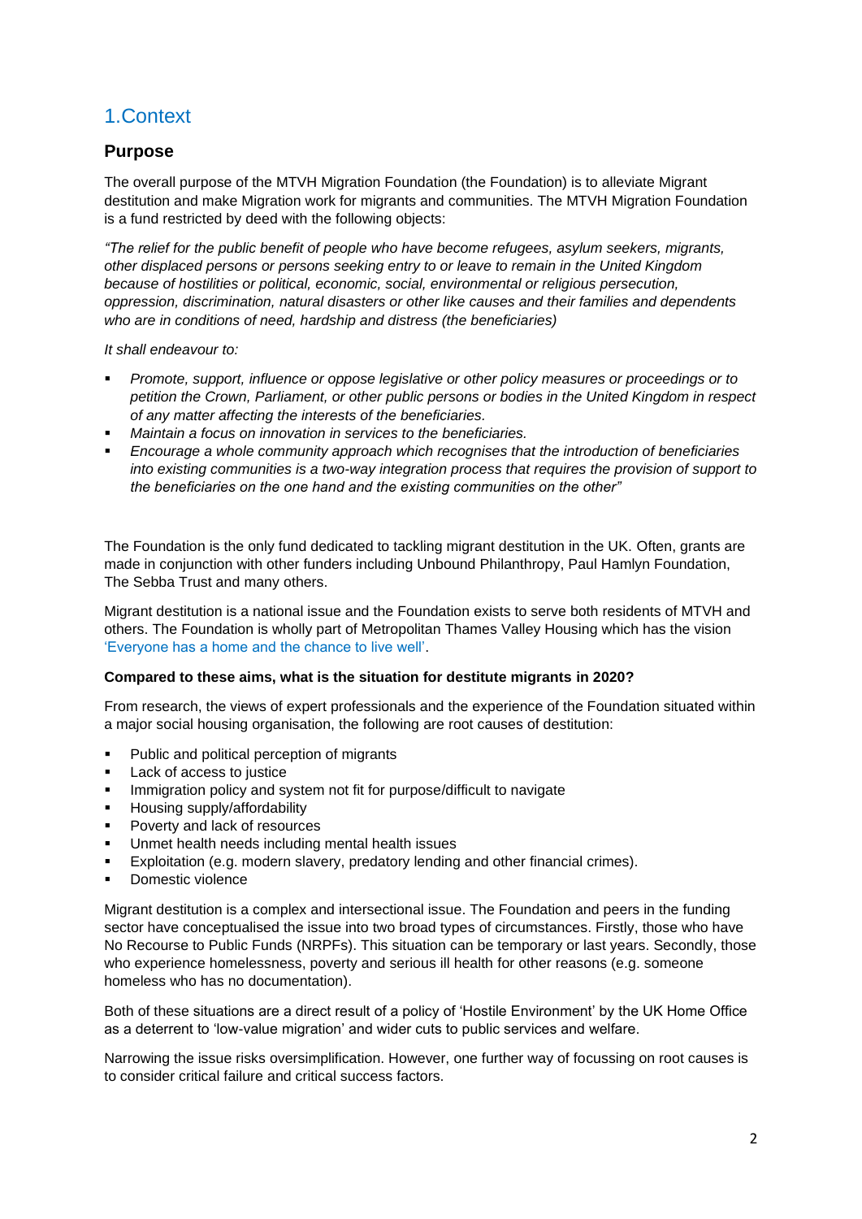## 1.Context

### Purpose

The overall purpose of the MTVH Migration Foundation (the Foundation) is to alleviate Migrant destitution and make Migration work for migrants and communities. The MTVH Migration Foundation is a fund restricted by deed with the following objects:

*"The relief for the public benefit of people who have become refugees, asylum seekers, migrants, other displaced persons or persons seeking entry to or leave to remain in the United Kingdom because of hostilities or political, economic, social, environmental or religious persecution, oppression, discrimination, natural disasters or other like causes and their families and dependents who are in conditions of need, hardship and distress (the beneficiaries)*

*It shall endeavour to:*

- *Promote, support, influence or oppose legislative or other policy measures or proceedings or to petition the Crown, Parliament, or other public persons or bodies in the United Kingdom in respect of any matter affecting the interests of the beneficiaries.*
- *Maintain a focus on innovation in services to the beneficiaries.*
- *Encourage a whole community approach which recognises that the introduction of beneficiaries into existing communities is a two-way integration process that requires the provision of support to the beneficiaries on the one hand and the existing communities on the other"*

The Foundation is the only fund dedicated to tackling migrant destitution in the UK. Often, grants are made in conjunction with other funders including Unbound Philanthropy, Paul Hamlyn Foundation, The Sebba Trust and many others.

Migrant destitution is a national issue and the Foundation exists to serve both residents of MTVH and others. The Foundation is wholly part of Metropolitan Thames Valley Housing which has the vision 'Everyone has a home and the chance to live well'.

**Compared to these aims, what is the situation for destitute migrants in 2020?**

From research, the views of expert professionals and the experience of the Foundation situated within a major social housing organisation, the following are root causes of destitution:

- Public and political perception of migrants
- Lack of access to justice
- Immigration policy and system not fit for purpose/difficult to navigate
- Housing supply/affordability
- Poverty and lack of resources
- Unmet health needs including mental health issues
- Exploitation (e.g. modern slavery, predatory lending and other financial crimes).
- Domestic violence

Migrant destitution is a complex and intersectional issue. The Foundation and peers in the funding sector have conceptualised the issue into two broad types of circumstances. Firstly, those who have No Recourse to Public Funds (NRPFs). This situation can be temporary or last years. Secondly, those who experience homelessness, poverty and serious ill health for other reasons (e.g. someone homeless who has no documentation).

Both of these situations are a direct result of a policy of 'Hostile Environment' by the UK Home Office as a deterrent to 'low-value migration' and wider cuts to public services and welfare.

Narrowing the issue risks oversimplification. However, one further way of focussing on root causes is to consider critical failure and critical success factors.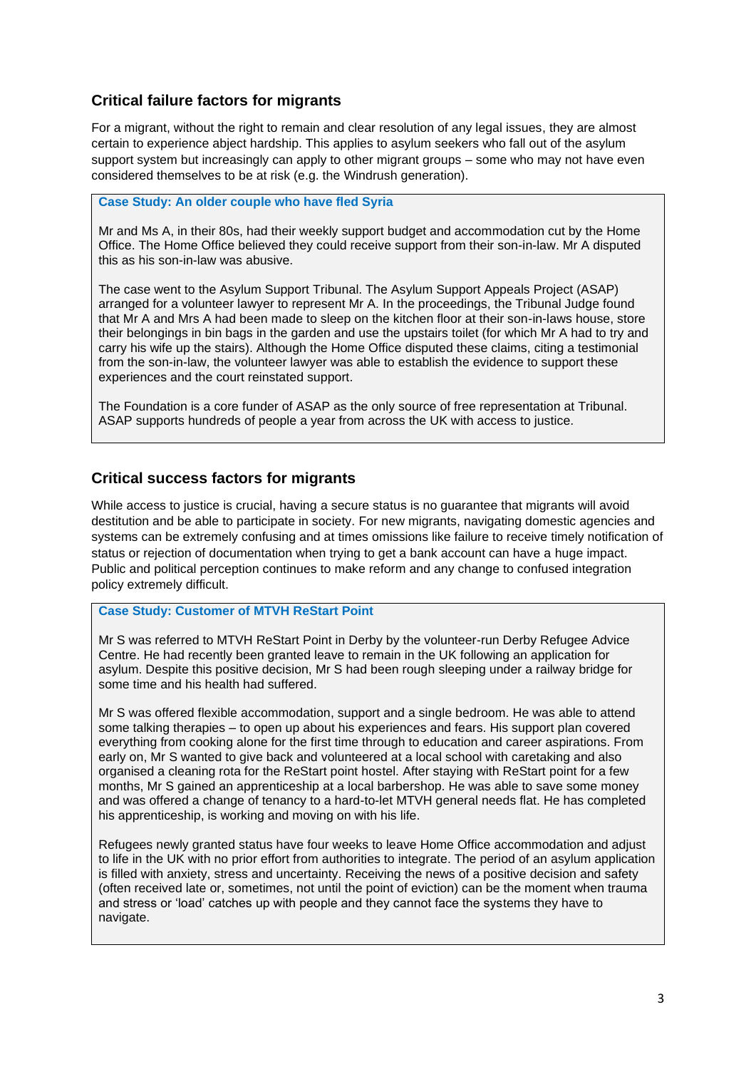## Critical failure factors for migrants

For a migrant, without the right to remain and clear resolution of any legal issues, they are almost certain to experience abject hardship. This applies to asylum seekers who fall out of the asylum support system but increasingly can apply to other migrant groups – some who may not have even considered themselves to be at risk (e.g. the Windrush generation).

> **Case Study: An older couple who have fled Syria**
>
> Mr and Ms A, in their 80s, had their weekly support budget and accommodation cut by the Home Office. The Home Office believed they could receive support from their son-in-law. Mr A disputed this as his son-in-law was abusive.
>
> The case went to the Asylum Support Tribunal. The Asylum Support Appeals Project (ASAP) arranged for a volunteer lawyer to represent Mr A. In the proceedings, the Tribunal Judge found that Mr A and Mrs A had been made to sleep on the kitchen floor at their son-in-laws house, store their belongings in bin bags in the garden and use the upstairs toilet (for which Mr A had to try and carry his wife up the stairs). Although the Home Office disputed these claims, citing a testimonial from the son-in-law, the volunteer lawyer was able to establish the evidence to support these experiences and the court reinstated support.
>
> The Foundation is a core funder of ASAP as the only source of free representation at Tribunal. ASAP supports hundreds of people a year from across the UK with access to justice.

## Critical success factors for migrants

While access to justice is crucial, having a secure status is no guarantee that migrants will avoid destitution and be able to participate in society. For new migrants, navigating domestic agencies and systems can be extremely confusing and at times omissions like failure to receive timely notification of status or rejection of documentation when trying to get a bank account can have a huge impact. Public and political perception continues to make reform and any change to confused integration policy extremely difficult.

> **Case Study: Customer of MTVH ReStart Point**
>
> Mr S was referred to MTVH ReStart Point in Derby by the volunteer-run Derby Refugee Advice Centre. He had recently been granted leave to remain in the UK following an application for asylum. Despite this positive decision, Mr S had been rough sleeping under a railway bridge for some time and his health had suffered.
>
> Mr S was offered flexible accommodation, support and a single bedroom. He was able to attend some talking therapies – to open up about his experiences and fears. His support plan covered everything from cooking alone for the first time through to education and career aspirations. From early on, Mr S wanted to give back and volunteered at a local school with caretaking and also organised a cleaning rota for the ReStart point hostel. After staying with ReStart point for a few months, Mr S gained an apprenticeship at a local barbershop. He was able to save some money and was offered a change of tenancy to a hard-to-let MTVH general needs flat. He has completed his apprenticeship, is working and moving on with his life.
>
> Refugees newly granted status have four weeks to leave Home Office accommodation and adjust to life in the UK with no prior effort from authorities to integrate. The period of an asylum application is filled with anxiety, stress and uncertainty. Receiving the news of a positive decision and safety (often received late or, sometimes, not until the point of eviction) can be the moment when trauma and stress or 'load' catches up with people and they cannot face the systems they have to navigate.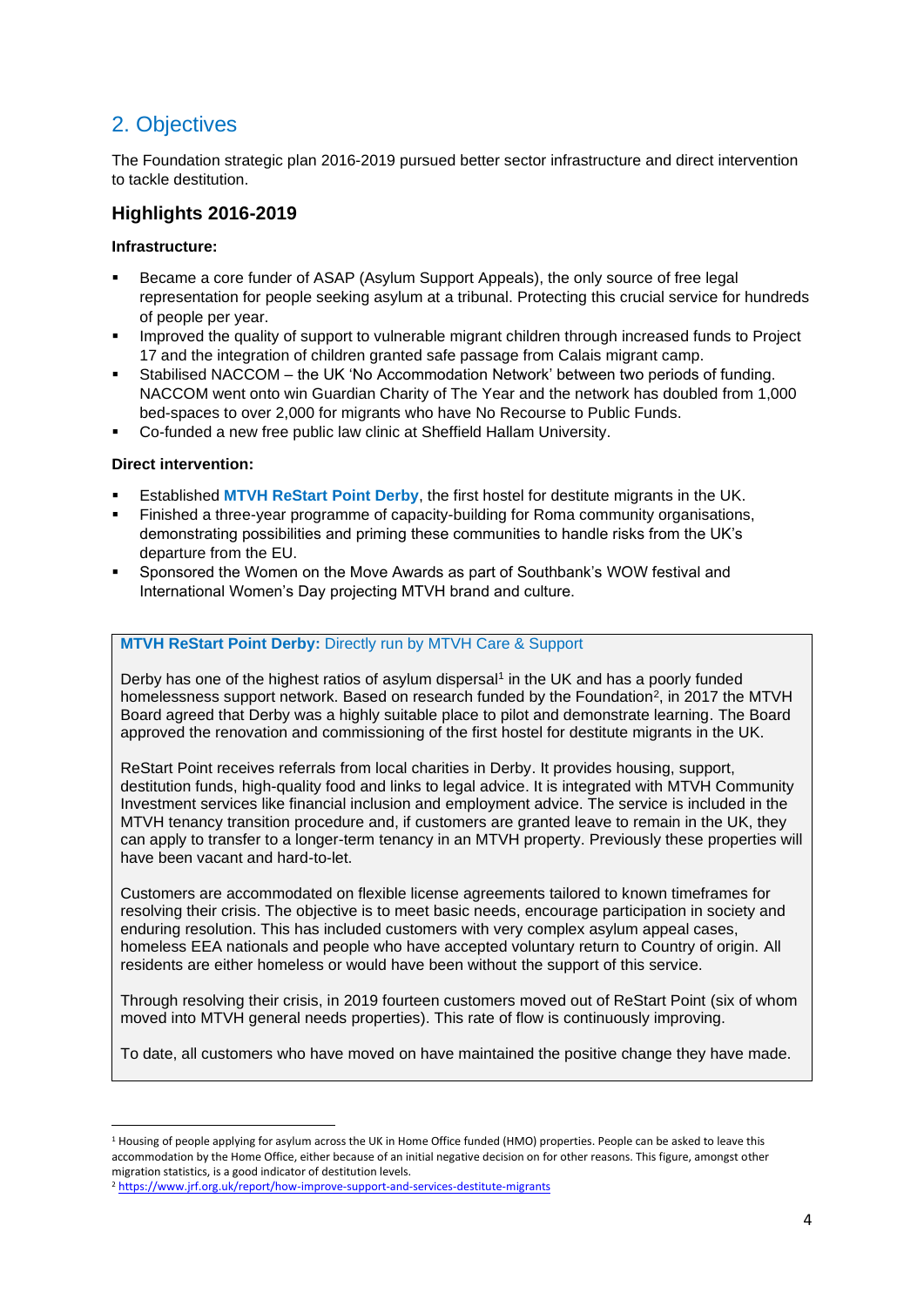## 2. Objectives

The Foundation strategic plan 2016-2019 pursued better sector infrastructure and direct intervention to tackle destitution.

### Highlights 2016-2019

**Infrastructure:**

- Became a core funder of ASAP (Asylum Support Appeals), the only source of free legal representation for people seeking asylum at a tribunal. Protecting this crucial service for hundreds of people per year.
- Improved the quality of support to vulnerable migrant children through increased funds to Project 17 and the integration of children granted safe passage from Calais migrant camp.
- Stabilised NACCOM – the UK 'No Accommodation Network' between two periods of funding. NACCOM went onto win Guardian Charity of The Year and the network has doubled from 1,000 bed-spaces to over 2,000 for migrants who have No Recourse to Public Funds.
- Co-funded a new free public law clinic at Sheffield Hallam University.

**Direct intervention:**

- Established **MTVH ReStart Point Derby**, the first hostel for destitute migrants in the UK.
- Finished a three-year programme of capacity-building for Roma community organisations, demonstrating possibilities and priming these communities to handle risks from the UK's departure from the EU.
- Sponsored the Women on the Move Awards as part of Southbank's WOW festival and International Women's Day projecting MTVH brand and culture.

**MTVH ReStart Point Derby:** Directly run by MTVH Care & Support

Derby has one of the highest ratios of asylum dispersal[1] in the UK and has a poorly funded homelessness support network. Based on research funded by the Foundation[2], in 2017 the MTVH Board agreed that Derby was a highly suitable place to pilot and demonstrate learning. The Board approved the renovation and commissioning of the first hostel for destitute migrants in the UK.

ReStart Point receives referrals from local charities in Derby. It provides housing, support, destitution funds, high-quality food and links to legal advice. It is integrated with MTVH Community Investment services like financial inclusion and employment advice. The service is included in the MTVH tenancy transition procedure and, if customers are granted leave to remain in the UK, they can apply to transfer to a longer-term tenancy in an MTVH property. Previously these properties will have been vacant and hard-to-let.

Customers are accommodated on flexible license agreements tailored to known timeframes for resolving their crisis. The objective is to meet basic needs, encourage participation in society and enduring resolution. This has included customers with very complex asylum appeal cases, homeless EEA nationals and people who have accepted voluntary return to Country of origin. All residents are either homeless or would have been without the support of this service.

Through resolving their crisis, in 2019 fourteen customers moved out of ReStart Point (six of whom moved into MTVH general needs properties). This rate of flow is continuously improving.

To date, all customers who have moved on have maintained the positive change they have made.

---

[1] Housing of people applying for asylum across the UK in Home Office funded (HMO) properties. People can be asked to leave this accommodation by the Home Office, either because of an initial negative decision on for other reasons. This figure, amongst other migration statistics, is a good indicator of destitution levels.

[2] https://www.jrf.org.uk/report/how-improve-support-and-services-destitute-migrants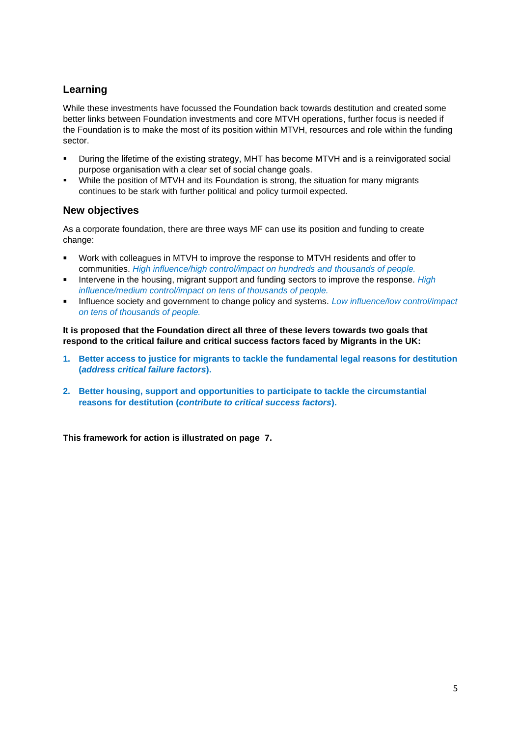## Learning

While these investments have focussed the Foundation back towards destitution and created some better links between Foundation investments and core MTVH operations, further focus is needed if the Foundation is to make the most of its position within MTVH, resources and role within the funding sector.

- During the lifetime of the existing strategy, MHT has become MTVH and is a reinvigorated social purpose organisation with a clear set of social change goals.
- While the position of MTVH and its Foundation is strong, the situation for many migrants continues to be stark with further political and policy turmoil expected.

## New objectives

As a corporate foundation, there are three ways MF can use its position and funding to create change:

- Work with colleagues in MTVH to improve the response to MTVH residents and offer to communities. *High influence/high control/impact on hundreds and thousands of people.*
- Intervene in the housing, migrant support and funding sectors to improve the response. *High influence/medium control/impact on tens of thousands of people.*
- Influence society and government to change policy and systems. *Low influence/low control/impact on tens of thousands of people.*

**It is proposed that the Foundation direct all three of these levers towards two goals that respond to the critical failure and critical success factors faced by Migrants in the UK:**

1. **Better access to justice for migrants to tackle the fundamental legal reasons for destitution (*address critical failure factors*).**

2. **Better housing, support and opportunities to participate to tackle the circumstantial reasons for destitution (*contribute to critical success factors*).**

**This framework for action is illustrated on page 7.**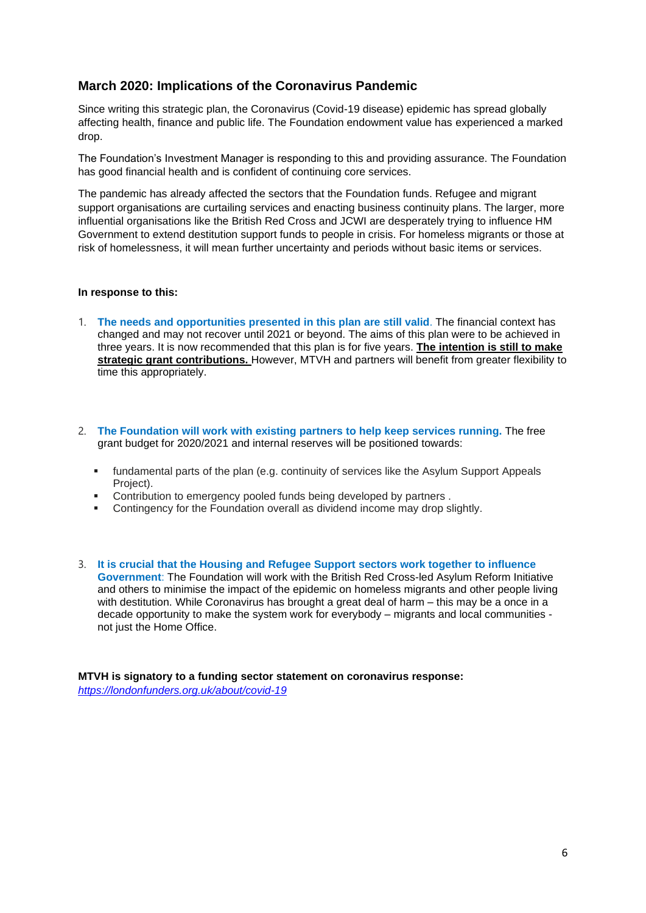## March 2020: Implications of the Coronavirus Pandemic

Since writing this strategic plan, the Coronavirus (Covid-19 disease) epidemic has spread globally affecting health, finance and public life. The Foundation endowment value has experienced a marked drop.

The Foundation's Investment Manager is responding to this and providing assurance. The Foundation has good financial health and is confident of continuing core services.

The pandemic has already affected the sectors that the Foundation funds. Refugee and migrant support organisations are curtailing services and enacting business continuity plans. The larger, more influential organisations like the British Red Cross and JCWI are desperately trying to influence HM Government to extend destitution support funds to people in crisis. For homeless migrants or those at risk of homelessness, it will mean further uncertainty and periods without basic items or services.

**In response to this:**

1. **The needs and opportunities presented in this plan are still valid**. The financial context has changed and may not recover until 2021 or beyond. The aims of this plan were to be achieved in three years. It is now recommended that this plan is for five years. **The intention is still to make strategic grant contributions.** However, MTVH and partners will benefit from greater flexibility to time this appropriately.

2. **The Foundation will work with existing partners to help keep services running.** The free grant budget for 2020/2021 and internal reserves will be positioned towards:
   - fundamental parts of the plan (e.g. continuity of services like the Asylum Support Appeals Project).
   - Contribution to emergency pooled funds being developed by partners .
   - Contingency for the Foundation overall as dividend income may drop slightly.

3. **It is crucial that the Housing and Refugee Support sectors work together to influence Government**: The Foundation will work with the British Red Cross-led Asylum Reform Initiative and others to minimise the impact of the epidemic on homeless migrants and other people living with destitution. While Coronavirus has brought a great deal of harm – this may be a once in a decade opportunity to make the system work for everybody – migrants and local communities - not just the Home Office.

**MTVH is signatory to a funding sector statement on coronavirus response:**
*https://londonfunders.org.uk/about/covid-19*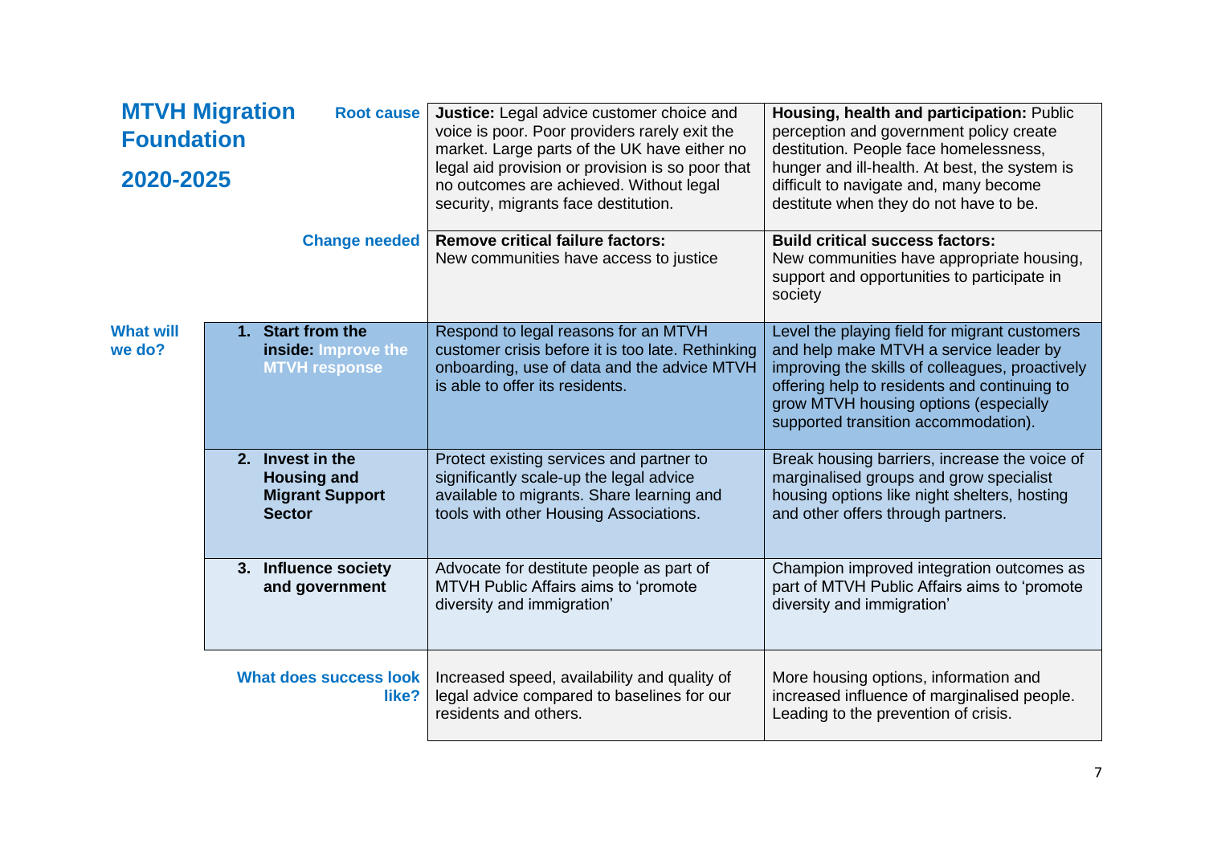# MTVH Migration Foundation

## 2020-2025

| | | | |
|---|---|---|---|
| | **Root cause** | **Justice:** Legal advice customer choice and voice is poor. Poor providers rarely exit the market. Large parts of the UK have either no legal aid provision or provision is so poor that no outcomes are achieved. Without legal security, migrants face destitution. | **Housing, health and participation:** Public perception and government policy create destitution. People face homelessness, hunger and ill-health. At best, the system is difficult to navigate and, many become destitute when they do not have to be. |
| | **Change needed** | **Remove critical failure factors:** New communities have access to justice | **Build critical success factors:** New communities have appropriate housing, support and opportunities to participate in society |
| **What will we do?** | **1. Start from the inside:** **Improve the MTVH response** | Respond to legal reasons for an MTVH customer crisis before it is too late. Rethinking onboarding, use of data and the advice MTVH is able to offer its residents. | Level the playing field for migrant customers and help make MTVH a service leader by improving the skills of colleagues, proactively offering help to residents and continuing to grow MTVH housing options (especially supported transition accommodation). |
| | **2. Invest in the Housing and Migrant Support Sector** | Protect existing services and partner to significantly scale-up the legal advice available to migrants. Share learning and tools with other Housing Associations. | Break housing barriers, increase the voice of marginalised groups and grow specialist housing options like night shelters, hosting and other offers through partners. |
| | **3. Influence society and government** | Advocate for destitute people as part of MTVH Public Affairs aims to 'promote diversity and immigration' | Champion improved integration outcomes as part of MTVH Public Affairs aims to 'promote diversity and immigration' |
| | **What does success look like?** | Increased speed, availability and quality of legal advice compared to baselines for our residents and others. | More housing options, information and increased influence of marginalised people. Leading to the prevention of crisis. |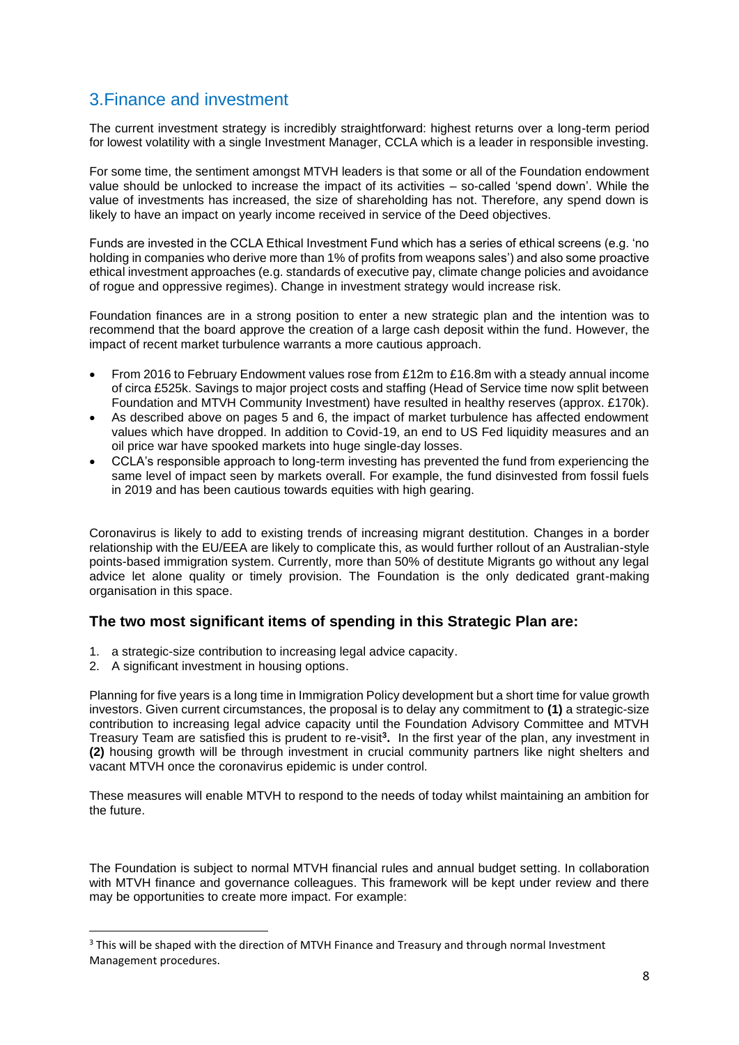## 3.Finance and investment

The current investment strategy is incredibly straightforward: highest returns over a long-term period for lowest volatility with a single Investment Manager, CCLA which is a leader in responsible investing.

For some time, the sentiment amongst MTVH leaders is that some or all of the Foundation endowment value should be unlocked to increase the impact of its activities – so-called 'spend down'. While the value of investments has increased, the size of shareholding has not. Therefore, any spend down is likely to have an impact on yearly income received in service of the Deed objectives.

Funds are invested in the CCLA Ethical Investment Fund which has a series of ethical screens (e.g. 'no holding in companies who derive more than 1% of profits from weapons sales') and also some proactive ethical investment approaches (e.g. standards of executive pay, climate change policies and avoidance of rogue and oppressive regimes). Change in investment strategy would increase risk.

Foundation finances are in a strong position to enter a new strategic plan and the intention was to recommend that the board approve the creation of a large cash deposit within the fund. However, the impact of recent market turbulence warrants a more cautious approach.

- From 2016 to February Endowment values rose from £12m to £16.8m with a steady annual income of circa £525k. Savings to major project costs and staffing (Head of Service time now split between Foundation and MTVH Community Investment) have resulted in healthy reserves (approx. £170k).
- As described above on pages 5 and 6, the impact of market turbulence has affected endowment values which have dropped. In addition to Covid-19, an end to US Fed liquidity measures and an oil price war have spooked markets into huge single-day losses.
- CCLA's responsible approach to long-term investing has prevented the fund from experiencing the same level of impact seen by markets overall. For example, the fund disinvested from fossil fuels in 2019 and has been cautious towards equities with high gearing.

Coronavirus is likely to add to existing trends of increasing migrant destitution. Changes in a border relationship with the EU/EEA are likely to complicate this, as would further rollout of an Australian-style points-based immigration system. Currently, more than 50% of destitute Migrants go without any legal advice let alone quality or timely provision. The Foundation is the only dedicated grant-making organisation in this space.

### The two most significant items of spending in this Strategic Plan are:

1. a strategic-size contribution to increasing legal advice capacity.
2. A significant investment in housing options.

Planning for five years is a long time in Immigration Policy development but a short time for value growth investors. Given current circumstances, the proposal is to delay any commitment to **(1)** a strategic-size contribution to increasing legal advice capacity until the Foundation Advisory Committee and MTVH Treasury Team are satisfied this is prudent to re-visit[3]**.** In the first year of the plan, any investment in **(2)** housing growth will be through investment in crucial community partners like night shelters and vacant MTVH once the coronavirus epidemic is under control.

These measures will enable MTVH to respond to the needs of today whilst maintaining an ambition for the future.

The Foundation is subject to normal MTVH financial rules and annual budget setting. In collaboration with MTVH finance and governance colleagues. This framework will be kept under review and there may be opportunities to create more impact. For example:

[3] This will be shaped with the direction of MTVH Finance and Treasury and through normal Investment Management procedures.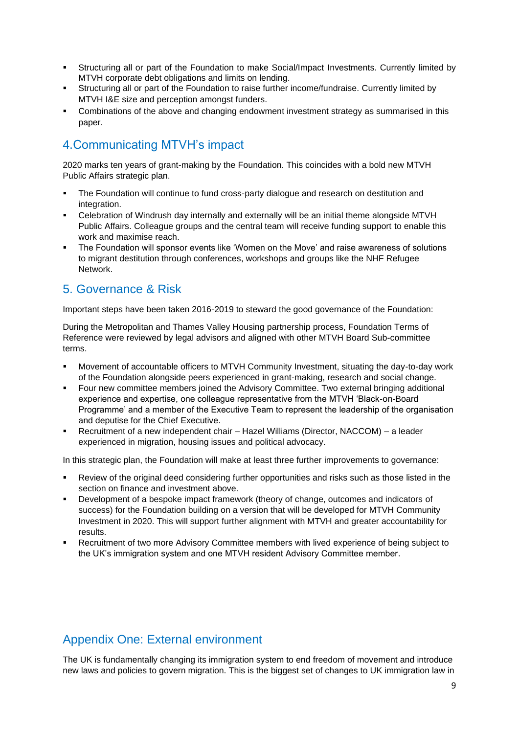- Structuring all or part of the Foundation to make Social/Impact Investments. Currently limited by MTVH corporate debt obligations and limits on lending.
- Structuring all or part of the Foundation to raise further income/fundraise. Currently limited by MTVH I&E size and perception amongst funders.
- Combinations of the above and changing endowment investment strategy as summarised in this paper.

## 4.Communicating MTVH's impact

2020 marks ten years of grant-making by the Foundation. This coincides with a bold new MTVH Public Affairs strategic plan.

- The Foundation will continue to fund cross-party dialogue and research on destitution and integration.
- Celebration of Windrush day internally and externally will be an initial theme alongside MTVH Public Affairs. Colleague groups and the central team will receive funding support to enable this work and maximise reach.
- The Foundation will sponsor events like 'Women on the Move' and raise awareness of solutions to migrant destitution through conferences, workshops and groups like the NHF Refugee Network.

## 5. Governance & Risk

Important steps have been taken 2016-2019 to steward the good governance of the Foundation:

During the Metropolitan and Thames Valley Housing partnership process, Foundation Terms of Reference were reviewed by legal advisors and aligned with other MTVH Board Sub-committee terms.

- Movement of accountable officers to MTVH Community Investment, situating the day-to-day work of the Foundation alongside peers experienced in grant-making, research and social change.
- Four new committee members joined the Advisory Committee. Two external bringing additional experience and expertise, one colleague representative from the MTVH 'Black-on-Board Programme' and a member of the Executive Team to represent the leadership of the organisation and deputise for the Chief Executive.
- Recruitment of a new independent chair – Hazel Williams (Director, NACCOM) – a leader experienced in migration, housing issues and political advocacy.

In this strategic plan, the Foundation will make at least three further improvements to governance:

- Review of the original deed considering further opportunities and risks such as those listed in the section on finance and investment above.
- Development of a bespoke impact framework (theory of change, outcomes and indicators of success) for the Foundation building on a version that will be developed for MTVH Community Investment in 2020. This will support further alignment with MTVH and greater accountability for results.
- Recruitment of two more Advisory Committee members with lived experience of being subject to the UK's immigration system and one MTVH resident Advisory Committee member.

## Appendix One: External environment

The UK is fundamentally changing its immigration system to end freedom of movement and introduce new laws and policies to govern migration. This is the biggest set of changes to UK immigration law in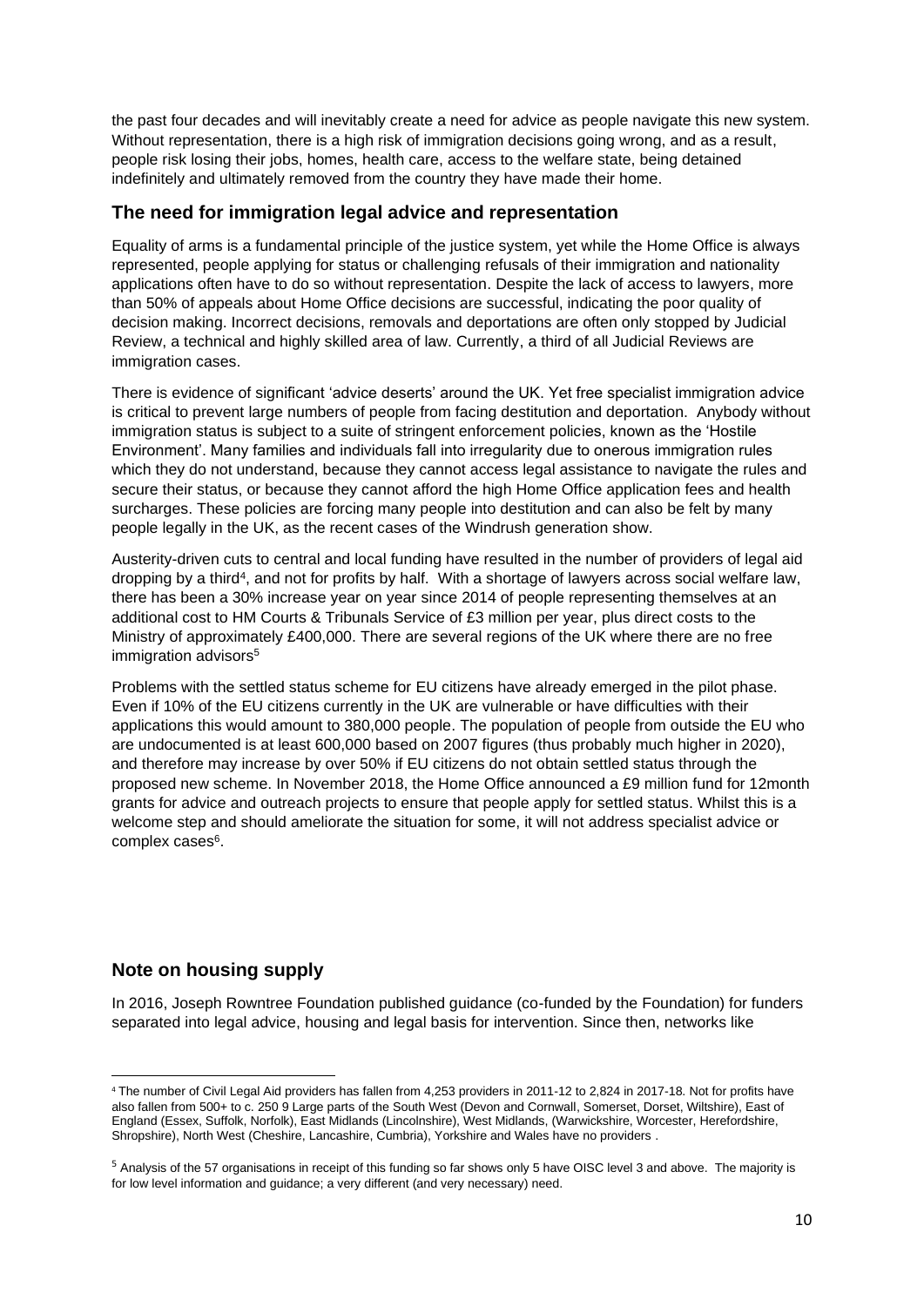the past four decades and will inevitably create a need for advice as people navigate this new system. Without representation, there is a high risk of immigration decisions going wrong, and as a result, people risk losing their jobs, homes, health care, access to the welfare state, being detained indefinitely and ultimately removed from the country they have made their home.

## The need for immigration legal advice and representation

Equality of arms is a fundamental principle of the justice system, yet while the Home Office is always represented, people applying for status or challenging refusals of their immigration and nationality applications often have to do so without representation. Despite the lack of access to lawyers, more than 50% of appeals about Home Office decisions are successful, indicating the poor quality of decision making. Incorrect decisions, removals and deportations are often only stopped by Judicial Review, a technical and highly skilled area of law. Currently, a third of all Judicial Reviews are immigration cases.

There is evidence of significant 'advice deserts' around the UK. Yet free specialist immigration advice is critical to prevent large numbers of people from facing destitution and deportation. Anybody without immigration status is subject to a suite of stringent enforcement policies, known as the 'Hostile Environment'. Many families and individuals fall into irregularity due to onerous immigration rules which they do not understand, because they cannot access legal assistance to navigate the rules and secure their status, or because they cannot afford the high Home Office application fees and health surcharges. These policies are forcing many people into destitution and can also be felt by many people legally in the UK, as the recent cases of the Windrush generation show.

Austerity-driven cuts to central and local funding have resulted in the number of providers of legal aid dropping by a third[4], and not for profits by half. With a shortage of lawyers across social welfare law, there has been a 30% increase year on year since 2014 of people representing themselves at an additional cost to HM Courts & Tribunals Service of £3 million per year, plus direct costs to the Ministry of approximately £400,000. There are several regions of the UK where there are no free immigration advisors[5]

Problems with the settled status scheme for EU citizens have already emerged in the pilot phase. Even if 10% of the EU citizens currently in the UK are vulnerable or have difficulties with their applications this would amount to 380,000 people. The population of people from outside the EU who are undocumented is at least 600,000 based on 2007 figures (thus probably much higher in 2020), and therefore may increase by over 50% if EU citizens do not obtain settled status through the proposed new scheme. In November 2018, the Home Office announced a £9 million fund for 12month grants for advice and outreach projects to ensure that people apply for settled status. Whilst this is a welcome step and should ameliorate the situation for some, it will not address specialist advice or complex cases[6].

## Note on housing supply

In 2016, Joseph Rowntree Foundation published guidance (co-funded by the Foundation) for funders separated into legal advice, housing and legal basis for intervention. Since then, networks like

---

[4] The number of Civil Legal Aid providers has fallen from 4,253 providers in 2011-12 to 2,824 in 2017-18. Not for profits have also fallen from 500+ to c. 250 9 Large parts of the South West (Devon and Cornwall, Somerset, Dorset, Wiltshire), East of England (Essex, Suffolk, Norfolk), East Midlands (Lincolnshire), West Midlands, (Warwickshire, Worcester, Herefordshire, Shropshire), North West (Cheshire, Lancashire, Cumbria), Yorkshire and Wales have no providers .

[5] Analysis of the 57 organisations in receipt of this funding so far shows only 5 have OISC level 3 and above. The majority is for low level information and guidance; a very different (and very necessary) need.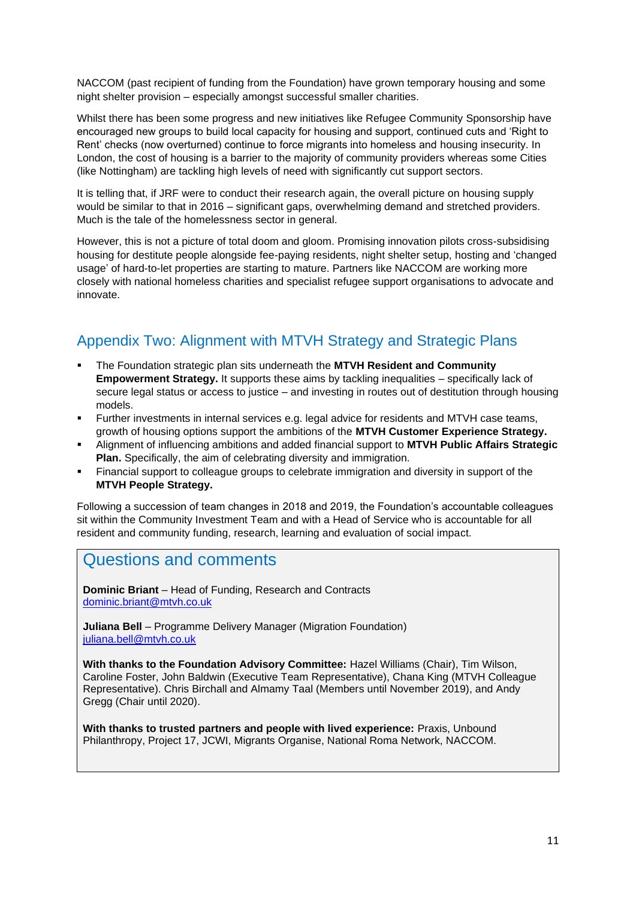NACCOM (past recipient of funding from the Foundation) have grown temporary housing and some night shelter provision – especially amongst successful smaller charities.

Whilst there has been some progress and new initiatives like Refugee Community Sponsorship have encouraged new groups to build local capacity for housing and support, continued cuts and 'Right to Rent' checks (now overturned) continue to force migrants into homeless and housing insecurity. In London, the cost of housing is a barrier to the majority of community providers whereas some Cities (like Nottingham) are tackling high levels of need with significantly cut support sectors.

It is telling that, if JRF were to conduct their research again, the overall picture on housing supply would be similar to that in 2016 – significant gaps, overwhelming demand and stretched providers. Much is the tale of the homelessness sector in general.

However, this is not a picture of total doom and gloom. Promising innovation pilots cross-subsidising housing for destitute people alongside fee-paying residents, night shelter setup, hosting and 'changed usage' of hard-to-let properties are starting to mature. Partners like NACCOM are working more closely with national homeless charities and specialist refugee support organisations to advocate and innovate.

## Appendix Two: Alignment with MTVH Strategy and Strategic Plans

- The Foundation strategic plan sits underneath the **MTVH Resident and Community Empowerment Strategy.** It supports these aims by tackling inequalities – specifically lack of secure legal status or access to justice – and investing in routes out of destitution through housing models.
- Further investments in internal services e.g. legal advice for residents and MTVH case teams, growth of housing options support the ambitions of the **MTVH Customer Experience Strategy.**
- Alignment of influencing ambitions and added financial support to **MTVH Public Affairs Strategic Plan.** Specifically, the aim of celebrating diversity and immigration.
- Financial support to colleague groups to celebrate immigration and diversity in support of the **MTVH People Strategy.**

Following a succession of team changes in 2018 and 2019, the Foundation's accountable colleagues sit within the Community Investment Team and with a Head of Service who is accountable for all resident and community funding, research, learning and evaluation of social impact.

## Questions and comments

**Dominic Briant** – Head of Funding, Research and Contracts
dominic.briant@mtvh.co.uk

**Juliana Bell** – Programme Delivery Manager (Migration Foundation)
juliana.bell@mtvh.co.uk

**With thanks to the Foundation Advisory Committee:** Hazel Williams (Chair), Tim Wilson, Caroline Foster, John Baldwin (Executive Team Representative), Chana King (MTVH Colleague Representative). Chris Birchall and Almamy Taal (Members until November 2019), and Andy Gregg (Chair until 2020).

**With thanks to trusted partners and people with lived experience:** Praxis, Unbound Philanthropy, Project 17, JCWI, Migrants Organise, National Roma Network, NACCOM.